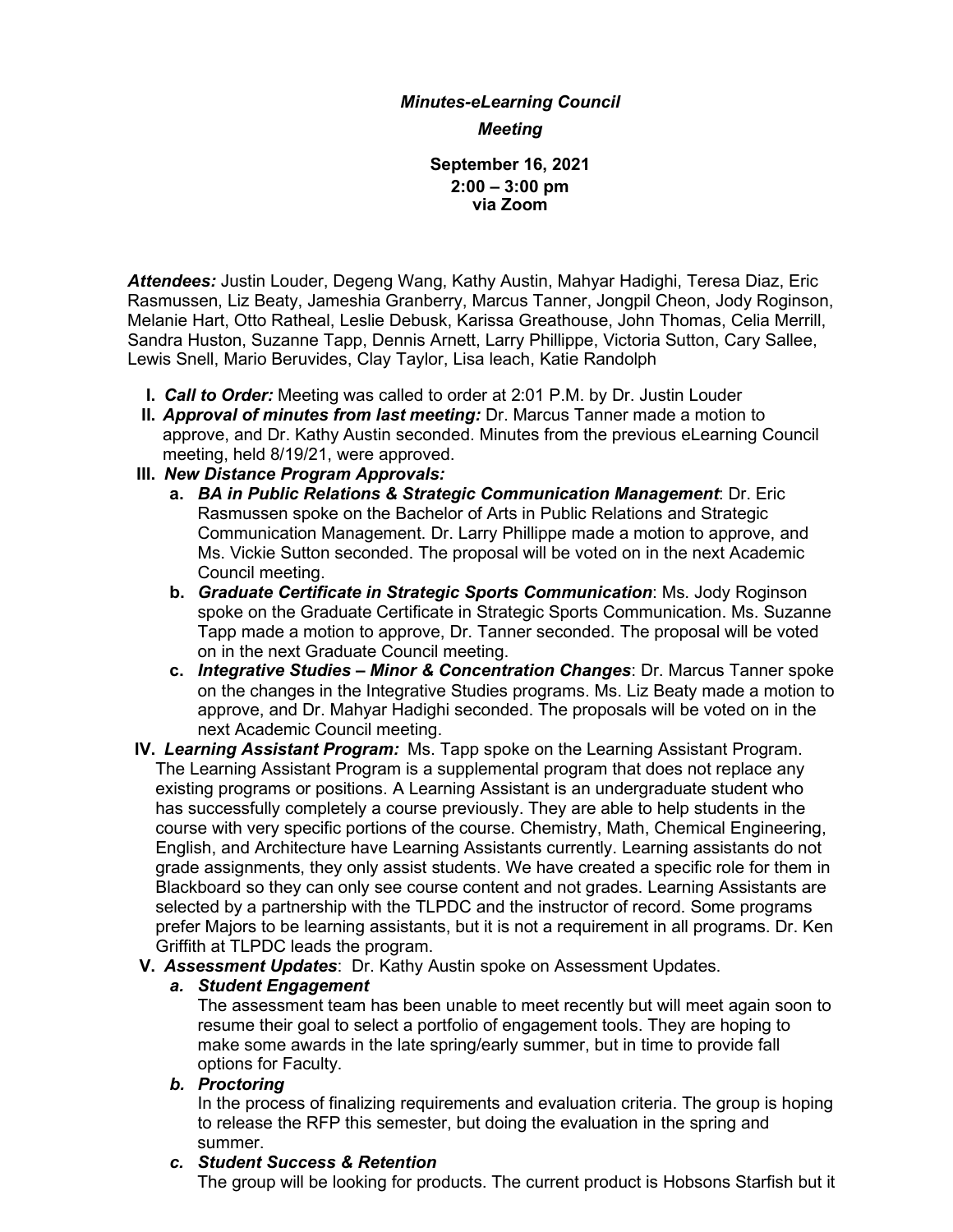***Minutes-eLearning Council***

***Meeting***

**September 16, 2021**
**2:00 – 3:00 pm**
**via Zoom**

***Attendees:*** Justin Louder, Degeng Wang, Kathy Austin, Mahyar Hadighi, Teresa Diaz, Eric Rasmussen, Liz Beaty, Jameshia Granberry, Marcus Tanner, Jongpil Cheon, Jody Roginson, Melanie Hart, Otto Ratheal, Leslie Debusk, Karissa Greathouse, John Thomas, Celia Merrill, Sandra Huston, Suzanne Tapp, Dennis Arnett, Larry Phillippe, Victoria Sutton, Cary Sallee, Lewis Snell, Mario Beruvides, Clay Taylor, Lisa leach, Katie Randolph

I. ***Call to Order:*** Meeting was called to order at 2:01 P.M. by Dr. Justin Louder

II. ***Approval of minutes from last meeting:*** Dr. Marcus Tanner made a motion to approve, and Dr. Kathy Austin seconded. Minutes from the previous eLearning Council meeting, held 8/19/21, were approved.

III. ***New Distance Program Approvals:***

   a. ***BA in Public Relations & Strategic Communication Management***: Dr. Eric Rasmussen spoke on the Bachelor of Arts in Public Relations and Strategic Communication Management. Dr. Larry Phillippe made a motion to approve, and Ms. Vickie Sutton seconded. The proposal will be voted on in the next Academic Council meeting.

   b. ***Graduate Certificate in Strategic Sports Communication***: Ms. Jody Roginson spoke on the Graduate Certificate in Strategic Sports Communication. Ms. Suzanne Tapp made a motion to approve, Dr. Tanner seconded. The proposal will be voted on in the next Graduate Council meeting.

   c. ***Integrative Studies – Minor & Concentration Changes***: Dr. Marcus Tanner spoke on the changes in the Integrative Studies programs. Ms. Liz Beaty made a motion to approve, and Dr. Mahyar Hadighi seconded. The proposals will be voted on in the next Academic Council meeting.

IV. ***Learning Assistant Program:*** Ms. Tapp spoke on the Learning Assistant Program. The Learning Assistant Program is a supplemental program that does not replace any existing programs or positions. A Learning Assistant is an undergraduate student who has successfully completely a course previously. They are able to help students in the course with very specific portions of the course. Chemistry, Math, Chemical Engineering, English, and Architecture have Learning Assistants currently. Learning assistants do not grade assignments, they only assist students. We have created a specific role for them in Blackboard so they can only see course content and not grades. Learning Assistants are selected by a partnership with the TLPDC and the instructor of record. Some programs prefer Majors to be learning assistants, but it is not a requirement in all programs. Dr. Ken Griffith at TLPDC leads the program.

V. ***Assessment Updates***: Dr. Kathy Austin spoke on Assessment Updates.

   a. ***Student Engagement***

      The assessment team has been unable to meet recently but will meet again soon to resume their goal to select a portfolio of engagement tools. They are hoping to make some awards in the late spring/early summer, but in time to provide fall options for Faculty.

   b. ***Proctoring***

      In the process of finalizing requirements and evaluation criteria. The group is hoping to release the RFP this semester, but doing the evaluation in the spring and summer.

   c. ***Student Success & Retention***

      The group will be looking for products. The current product is Hobsons Starfish but it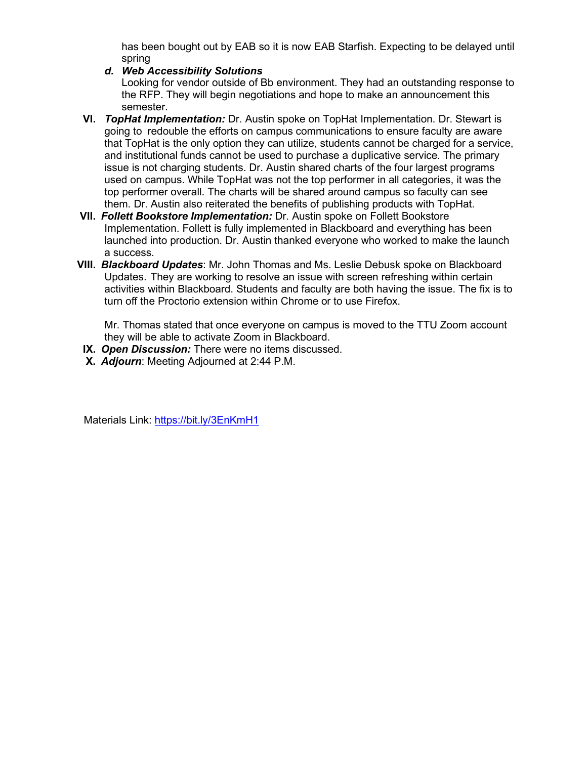has been bought out by EAB so it is now EAB Starfish. Expecting to be delayed until spring

*d.* ***Web Accessibility Solutions***
Looking for vendor outside of Bb environment. They had an outstanding response to the RFP. They will begin negotiations and hope to make an announcement this semester.

VI. ***TopHat Implementation:*** Dr. Austin spoke on TopHat Implementation. Dr. Stewart is going to redouble the efforts on campus communications to ensure faculty are aware that TopHat is the only option they can utilize, students cannot be charged for a service, and institutional funds cannot be used to purchase a duplicative service. The primary issue is not charging students. Dr. Austin shared charts of the four largest programs used on campus. While TopHat was not the top performer in all categories, it was the top performer overall. The charts will be shared around campus so faculty can see them. Dr. Austin also reiterated the benefits of publishing products with TopHat.

VII. ***Follett Bookstore Implementation:*** Dr. Austin spoke on Follett Bookstore Implementation. Follett is fully implemented in Blackboard and everything has been launched into production. Dr. Austin thanked everyone who worked to make the launch a success.

VIII. ***Blackboard Updates***: Mr. John Thomas and Ms. Leslie Debusk spoke on Blackboard Updates. They are working to resolve an issue with screen refreshing within certain activities within Blackboard. Students and faculty are both having the issue. The fix is to turn off the Proctorio extension within Chrome or to use Firefox.

Mr. Thomas stated that once everyone on campus is moved to the TTU Zoom account they will be able to activate Zoom in Blackboard.

IX. ***Open Discussion:*** There were no items discussed.

X. ***Adjourn***: Meeting Adjourned at 2:44 P.M.

Materials Link: https://bit.ly/3EnKmH1